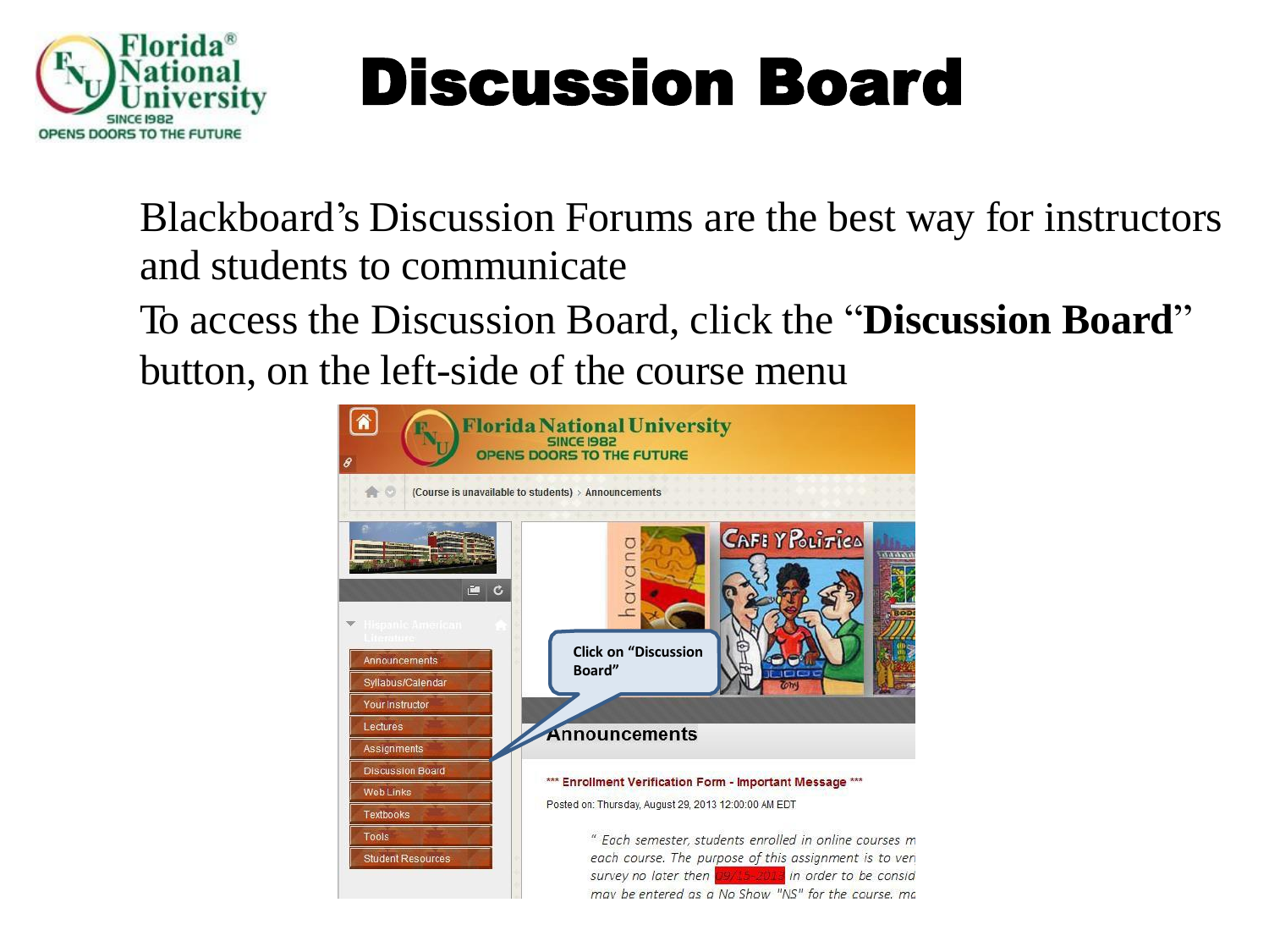# Discussion Board

Blackboard's Discussion Forums are the best way for instructors and students to communicate

To access the Discussion Board, click the "**Discussion Board**" button, on the left-side of the course menu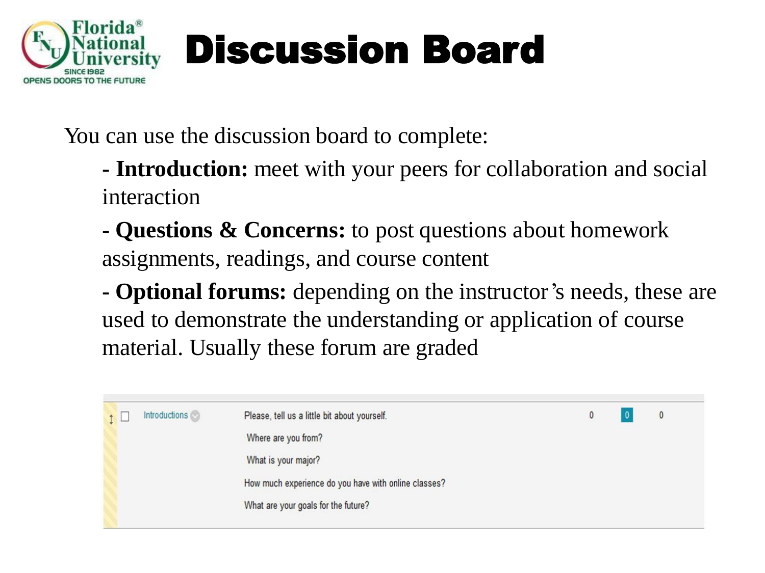# Discussion Board

You can use the discussion board to complete:

- **Introduction:** meet with your peers for collaboration and social interaction
- **Questions & Concerns:** to post questions about homework assignments, readings, and course content
- **Optional forums:** depending on the instructor's needs, these are used to demonstrate the understanding or application of course material. Usually these forum are graded

| | Introductions | Please, tell us a little bit about yourself. Where are you from? What is your major? How much experience do you have with online classes? What are your goals for the future? | 0 | 0 | 0 |
|---|---|---|---|---|---|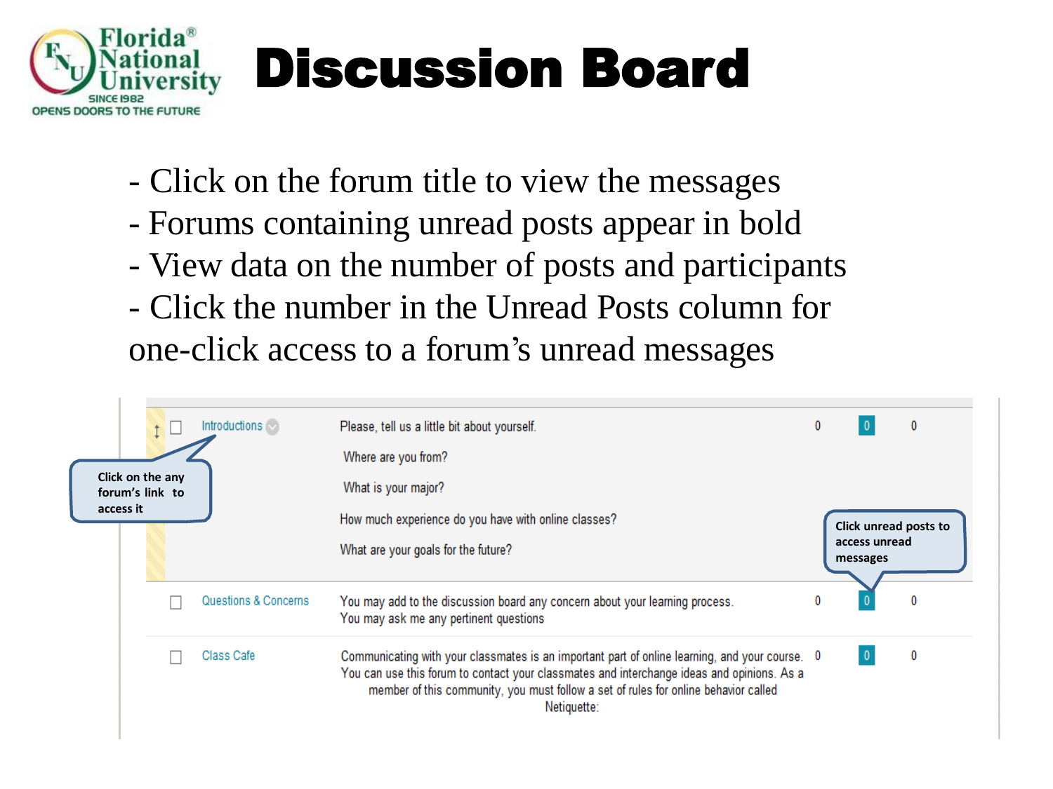# Discussion Board

- Click on the forum title to view the messages
- Forums containing unread posts appear in bold
- View data on the number of posts and participants
- Click the number in the Unread Posts column for one-click access to a forum's unread messages

| Forum | Description | | | |
|---|---|---|---|---|
| Introductions | Please, tell us a little bit about yourself. Where are you from? What is your major? How much experience do you have with online classes? What are your goals for the future? | 0 | 0 | 0 |
| Questions & Concerns | You may add to the discussion board any concern about your learning process. You may ask me any pertinent questions | 0 | 0 | 0 |
| Class Cafe | Communicating with your classmates is an important part of online learning, and your course. You can use this forum to contact your classmates and interchange ideas and opinions. As a member of this community, you must follow a set of rules for online behavior called Netiquette: | 0 | 0 | 0 |

Click on the any forum's link to access it

Click unread posts to access unread messages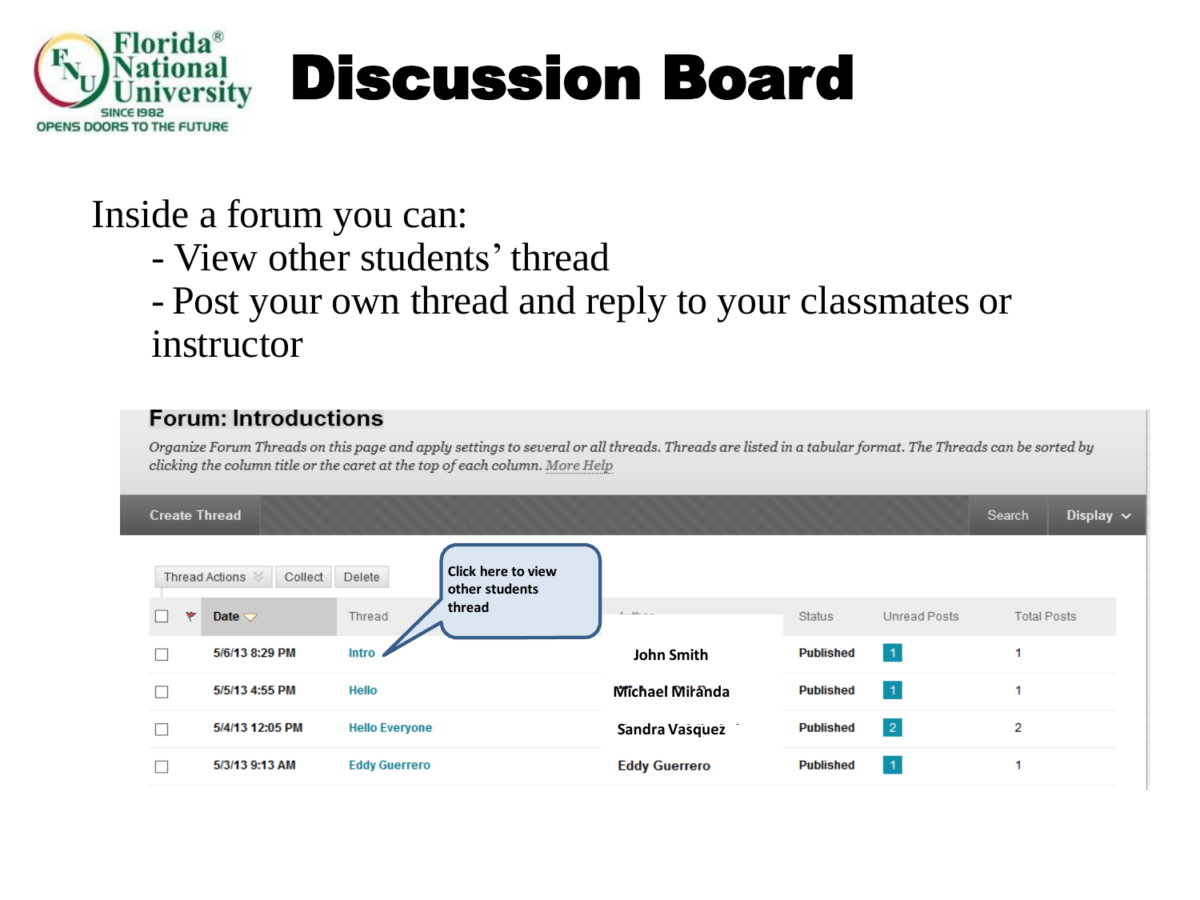# Discussion Board

Inside a forum you can:

- View other students' thread
- Post your own thread and reply to your classmates or instructor

## Forum: Introductions

*Organize Forum Threads on this page and apply settings to several or all threads. Threads are listed in a tabular format. The Threads can be sorted by clicking the column title or the caret at the top of each column. More Help*

Create Thread | Search | Display

Thread Actions | Collect | Delete

Click here to view other students thread

| Date | Thread | Author | Status | Unread Posts | Total Posts |
|---|---|---|---|---|---|
| 5/6/13 8:29 PM | Intro | John Smith | Published | 1 | 1 |
| 5/5/13 4:55 PM | Hello | Michael Miranda | Published | 1 | 1 |
| 5/4/13 12:05 PM | Hello Everyone | Sandra Vasquez | Published | 2 | 2 |
| 5/3/13 9:13 AM | Eddy Guerrero | Eddy Guerrero | Published | 1 | 1 |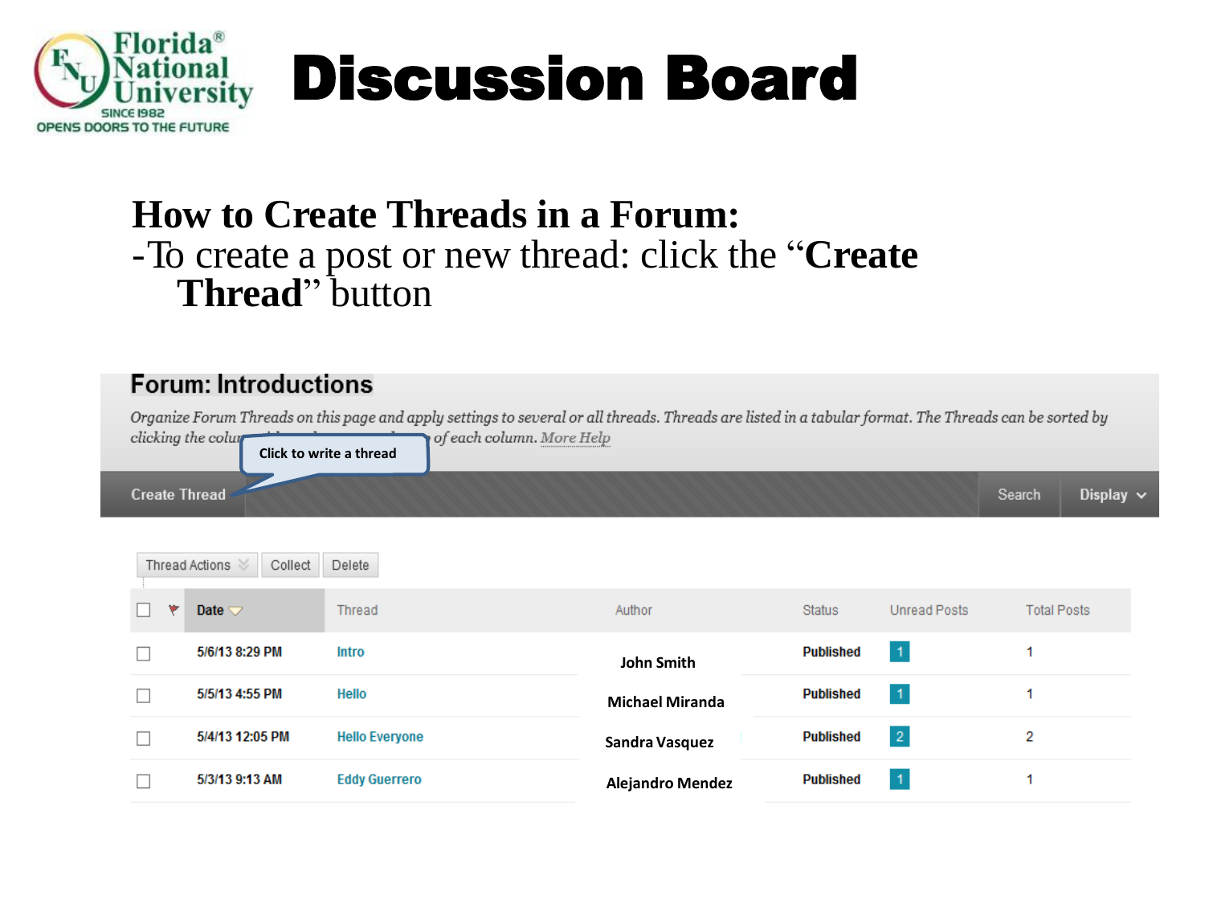Florida National University
SINCE 1982
OPENS DOORS TO THE FUTURE

# Discussion Board

## How to Create Threads in a Forum:

-To create a post or new thread: click the “**Create Thread**” button

### Forum: Introductions

*Organize Forum Threads on this page and apply settings to several or all threads. Threads are listed in a tabular format. The Threads can be sorted by clicking the colu... of each column.* More Help

Click to write a thread

Create Thread | Search | Display

Thread Actions | Collect | Delete

| Date | Thread | Author | Status | Unread Posts | Total Posts |
|---|---|---|---|---|---|
| 5/6/13 8:29 PM | Intro | John Smith | Published | 1 | 1 |
| 5/5/13 4:55 PM | Hello | Michael Miranda | Published | 1 | 1 |
| 5/4/13 12:05 PM | Hello Everyone | Sandra Vasquez | Published | 2 | 2 |
| 5/3/13 9:13 AM | Eddy Guerrero | Alejandro Mendez | Published | 1 | 1 |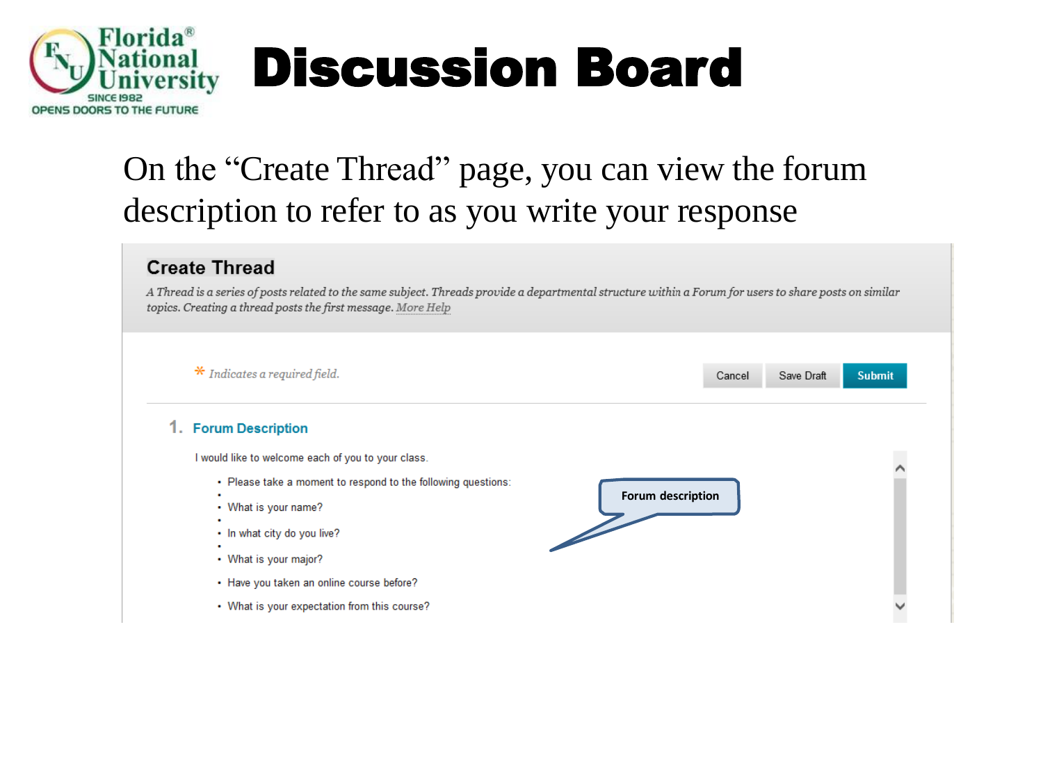# Discussion Board

On the "Create Thread" page, you can view the forum description to refer to as you write your response

## Create Thread

*A Thread is a series of posts related to the same subject. Threads provide a departmental structure within a Forum for users to share posts on similar topics. Creating a thread posts the first message. More Help*

\* *Indicates a required field.*

Cancel | Save Draft | **Submit**

### 1. Forum Description

I would like to welcome each of you to your class.

- Please take a moment to respond to the following questions:
- What is your name?
- In what city do you live?
- What is your major?
- Have you taken an online course before?
- What is your expectation from this course?

**Forum description**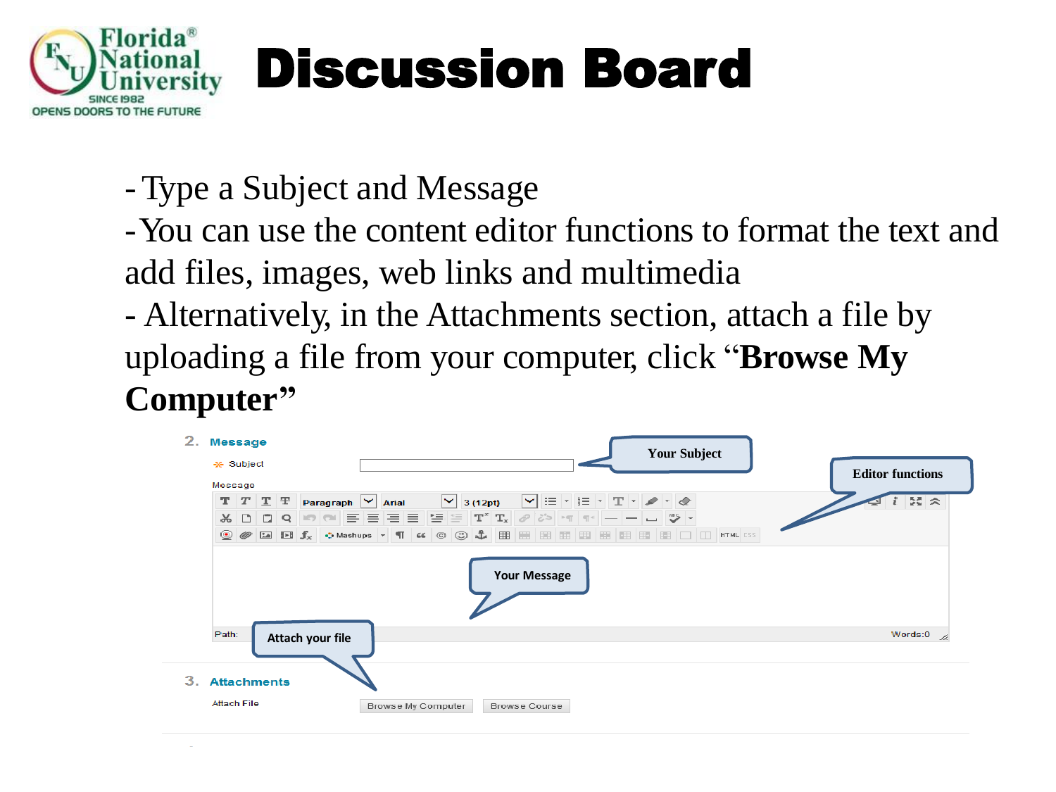# Discussion Board

- Type a Subject and Message
- You can use the content editor functions to format the text and add files, images, web links and multimedia
- Alternatively, in the Attachments section, attach a file by uploading a file from your computer, click "**Browse My Computer**"

2. Message

Subject

Message

Path:

Words:0

3. Attachments

Attach File

Browse My Computer | Browse Course

Your Subject

Editor functions

Your Message

Attach your file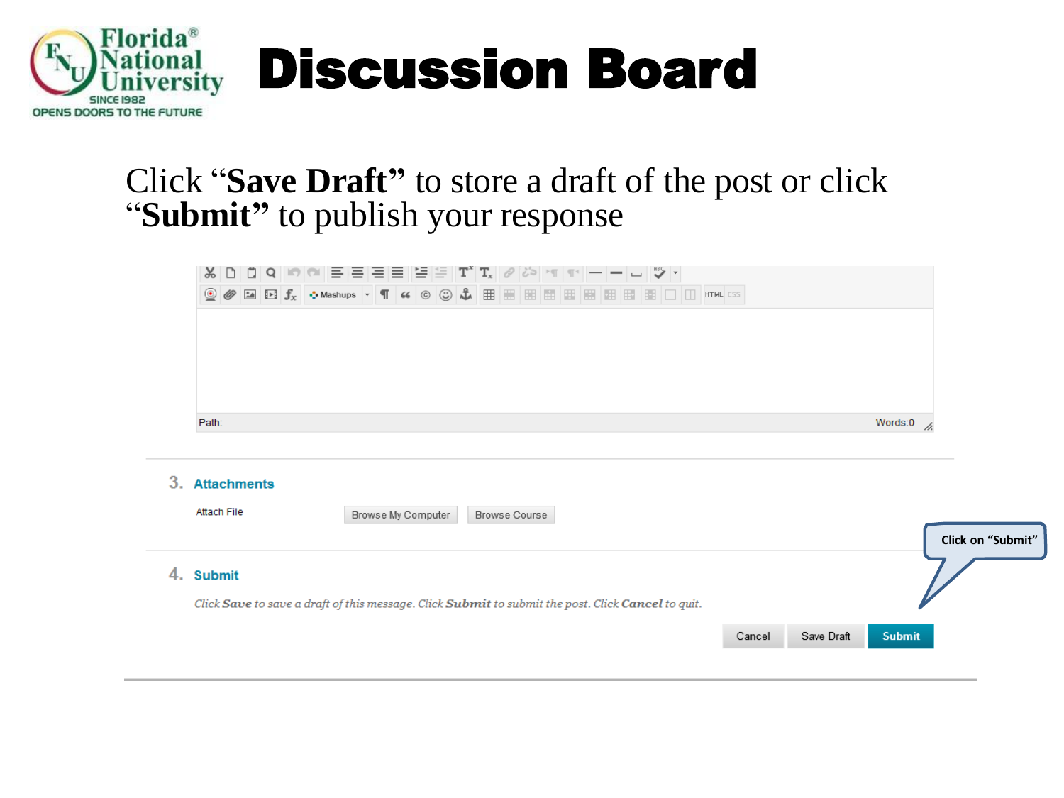# Discussion Board

Click "**Save Draft**" to store a draft of the post or click "**Submit**" to publish your response

Path:

Words:0

3. **Attachments**

Attach File

Browse My Computer | Browse Course

Click on "Submit"

4. **Submit**

*Click **Save** to save a draft of this message. Click **Submit** to submit the post. Click **Cancel** to quit.*

Cancel | Save Draft | Submit